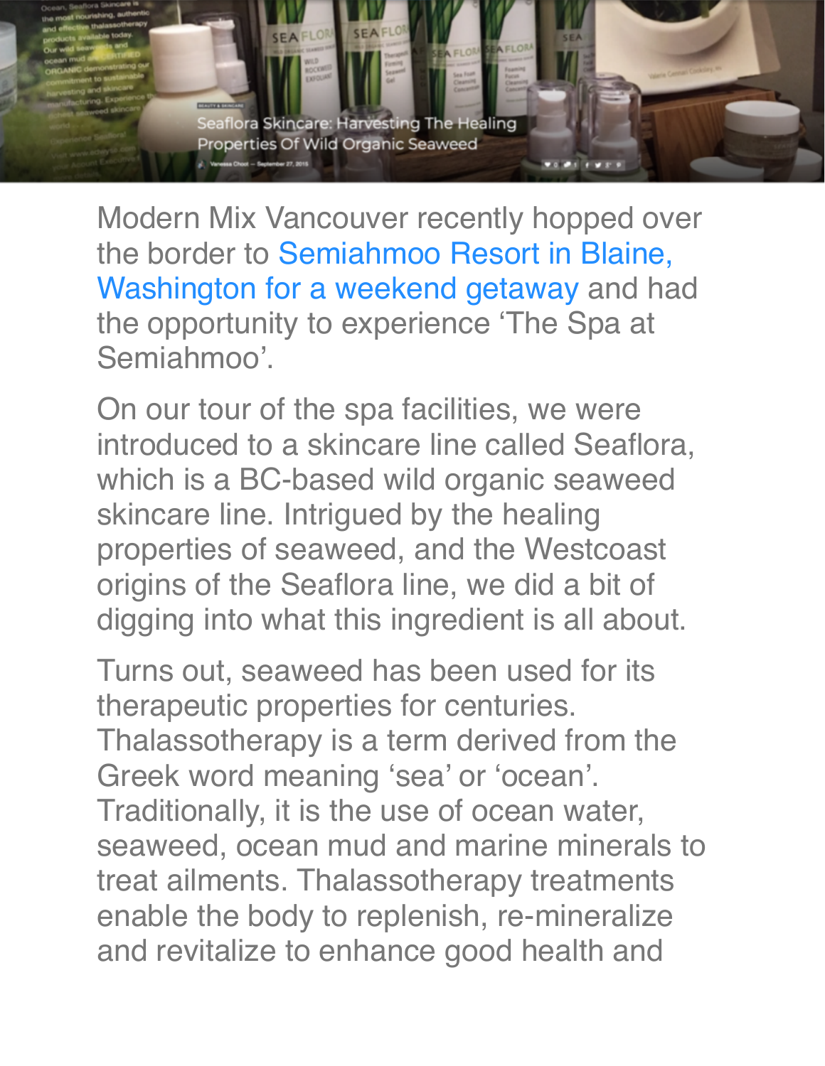Modern Mix Vancouver recently hopped over the border to Semiahmoo Resort in Blaine, Washington for a weekend getaway and had the opportunity to experience 'The Spa at Semiahmoo'.

On our tour of the spa facilities, we were introduced to a skincare line called Seaflora, which is a BC-based wild organic seaweed skincare line. Intrigued by the healing properties of seaweed, and the Westcoast origins of the Seaflora line, we did a bit of digging into what this ingredient is all about.

Turns out, seaweed has been used for its therapeutic properties for centuries. Thalassotherapy is a term derived from the Greek word meaning 'sea' or 'ocean'. Traditionally, it is the use of ocean water, seaweed, ocean mud and marine minerals to treat ailments. Thalassotherapy treatments enable the body to replenish, re-mineralize and revitalize to enhance good health and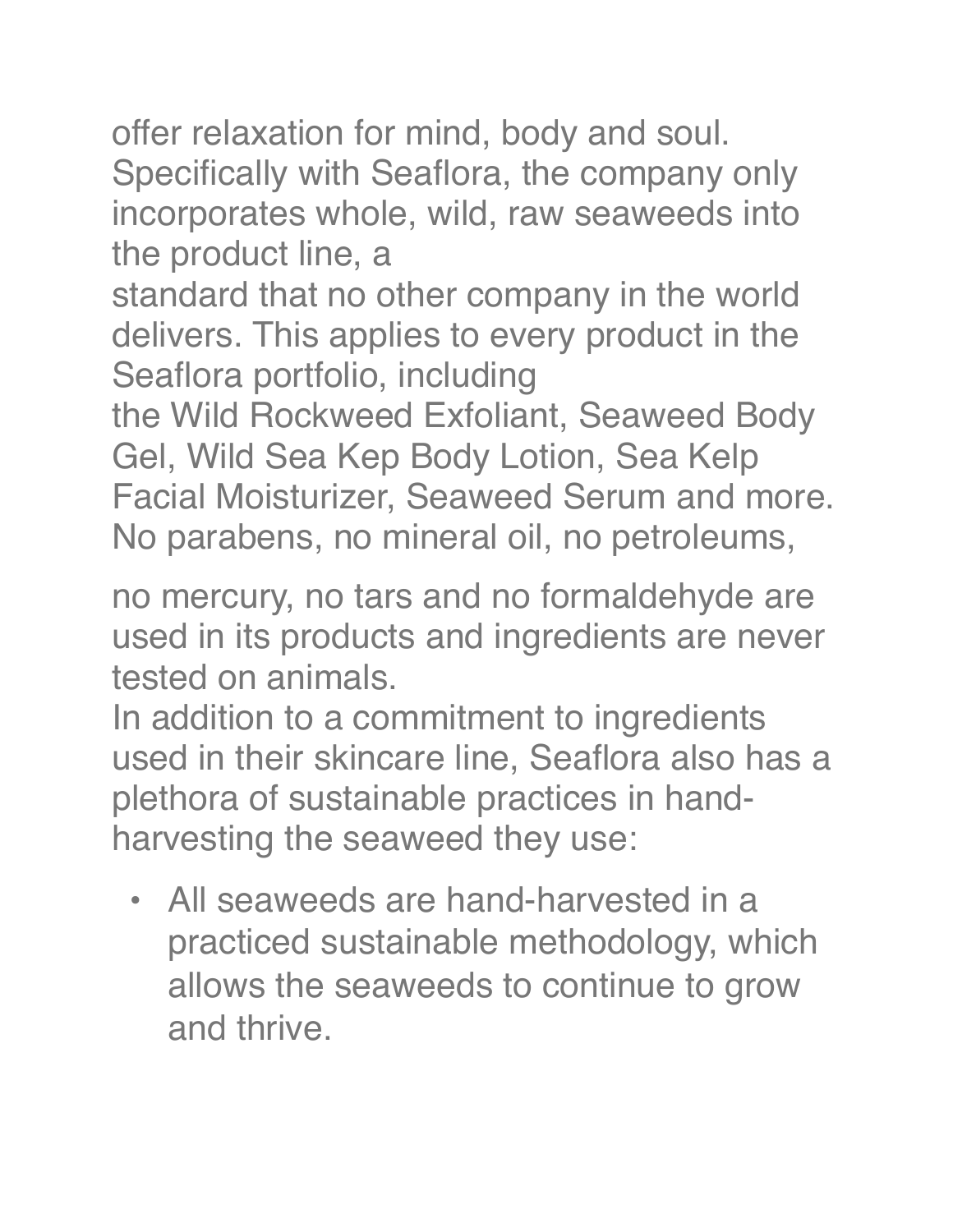offer relaxation for mind, body and soul. Specifically with Seaflora, the company only incorporates whole, wild, raw seaweeds into the product line, a standard that no other company in the world delivers. This applies to every product in the Seaflora portfolio, including the Wild Rockweed Exfoliant, Seaweed Body Gel, Wild Sea Kep Body Lotion, Sea Kelp Facial Moisturizer, Seaweed Serum and more. No parabens, no mineral oil, no petroleums, no mercury, no tars and no formaldehyde are used in its products and ingredients are never tested on animals.

In addition to a commitment to ingredients used in their skincare line, Seaflora also has a plethora of sustainable practices in hand-harvesting the seaweed they use:

- All seaweeds are hand-harvested in a practiced sustainable methodology, which allows the seaweeds to continue to grow and thrive.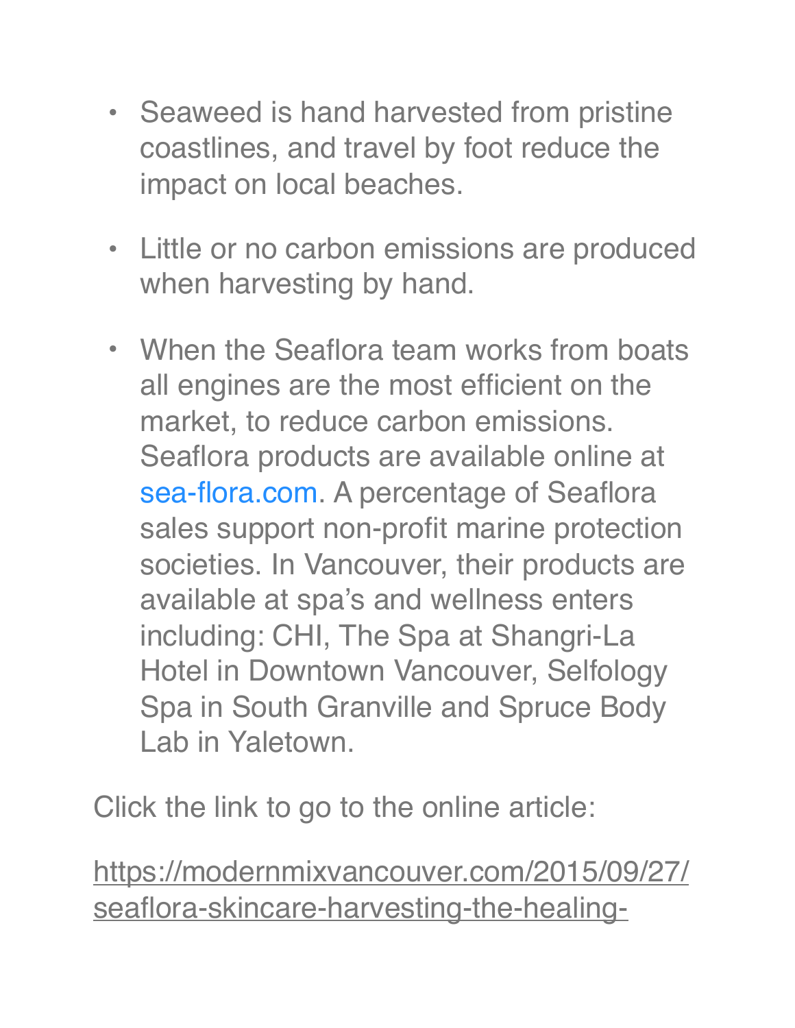- Seaweed is hand harvested from pristine coastlines, and travel by foot reduce the impact on local beaches.

- Little or no carbon emissions are produced when harvesting by hand.

- When the Seaflora team works from boats all engines are the most efficient on the market, to reduce carbon emissions. Seaflora products are available online at sea-flora.com. A percentage of Seaflora sales support non-profit marine protection societies. In Vancouver, their products are available at spa's and wellness enters including: CHI, The Spa at Shangri-La Hotel in Downtown Vancouver, Selfology Spa in South Granville and Spruce Body Lab in Yaletown.

Click the link to go to the online article:

https://modernmixvancouver.com/2015/09/27/seaflora-skincare-harvesting-the-healing-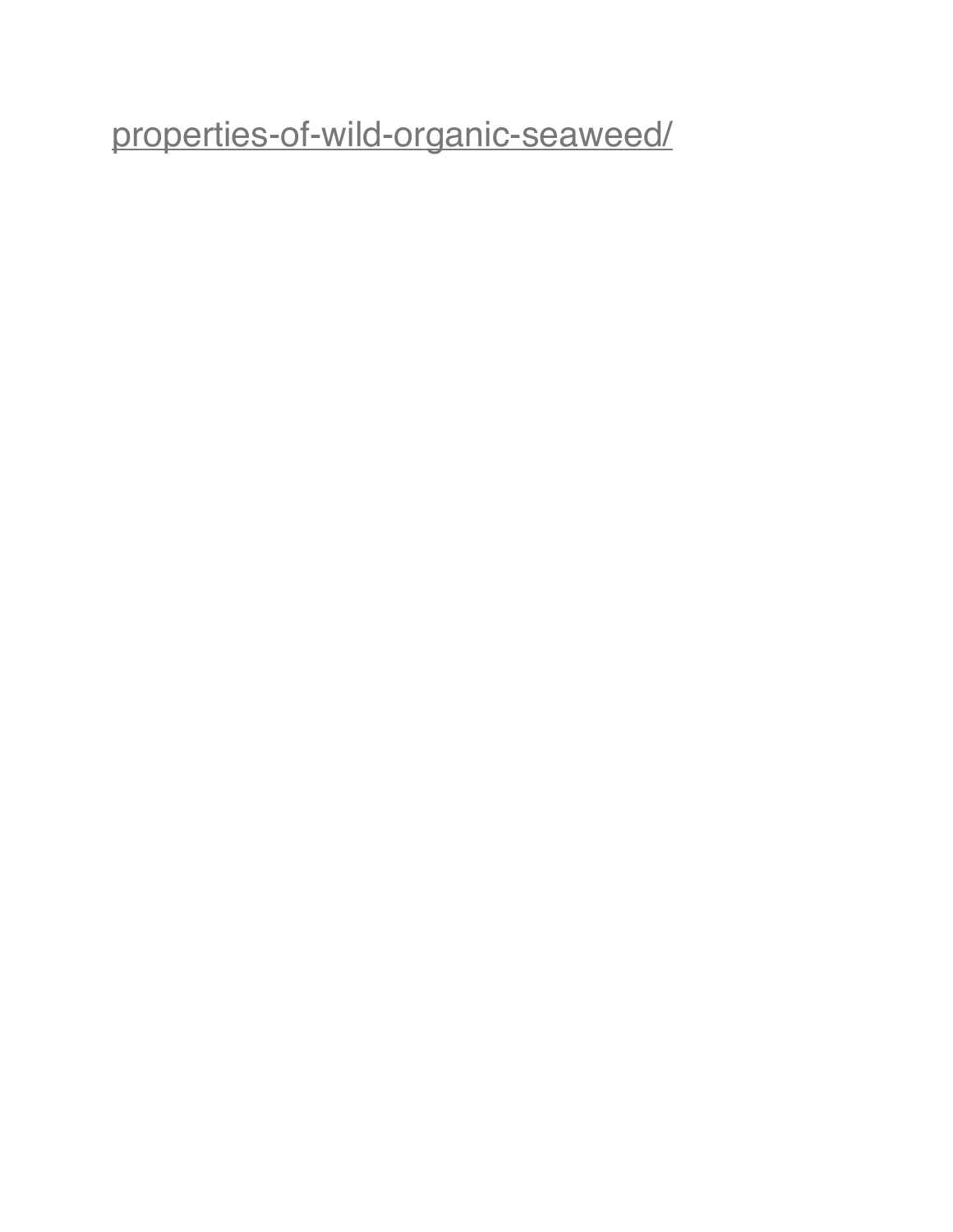properties-of-wild-organic-seaweed/